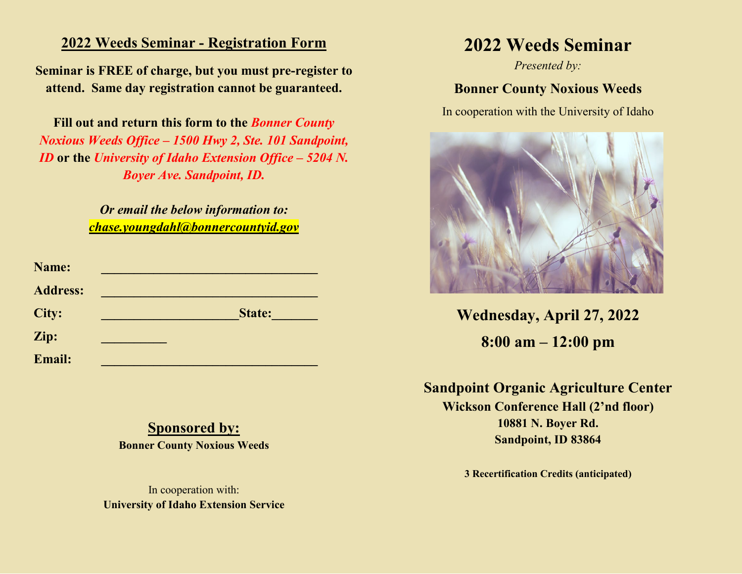## 2022 Weeds Seminar - Registration Form

**Seminar is FREE of charge, but you must pre-register to attend. Same day registration cannot be guaranteed.**

**Fill out and return this form to the *Bonner County Noxious Weeds Office – 1500 Hwy 2, Ste. 101 Sandpoint, ID* or the *University of Idaho Extension Office – 5204 N. Boyer Ave. Sandpoint, ID.***

***Or email the below information to:***
***chase.youngdahl@bonnercountyid.gov***

**Name:** ________________________________

**Address:** ________________________________

**City:** ____________________ **State:** _______

**Zip:** __________

**Email:** ________________________________

**Sponsored by:**
**Bonner County Noxious Weeds**

In cooperation with:
**University of Idaho Extension Service**

# 2022 Weeds Seminar

*Presented by:*

**Bonner County Noxious Weeds**

In cooperation with the University of Idaho

**Wednesday, April 27, 2022**

**8:00 am – 12:00 pm**

**Sandpoint Organic Agriculture Center**
**Wickson Conference Hall (2'nd floor)**
**10881 N. Boyer Rd.**
**Sandpoint, ID 83864**

**3 Recertification Credits (anticipated)**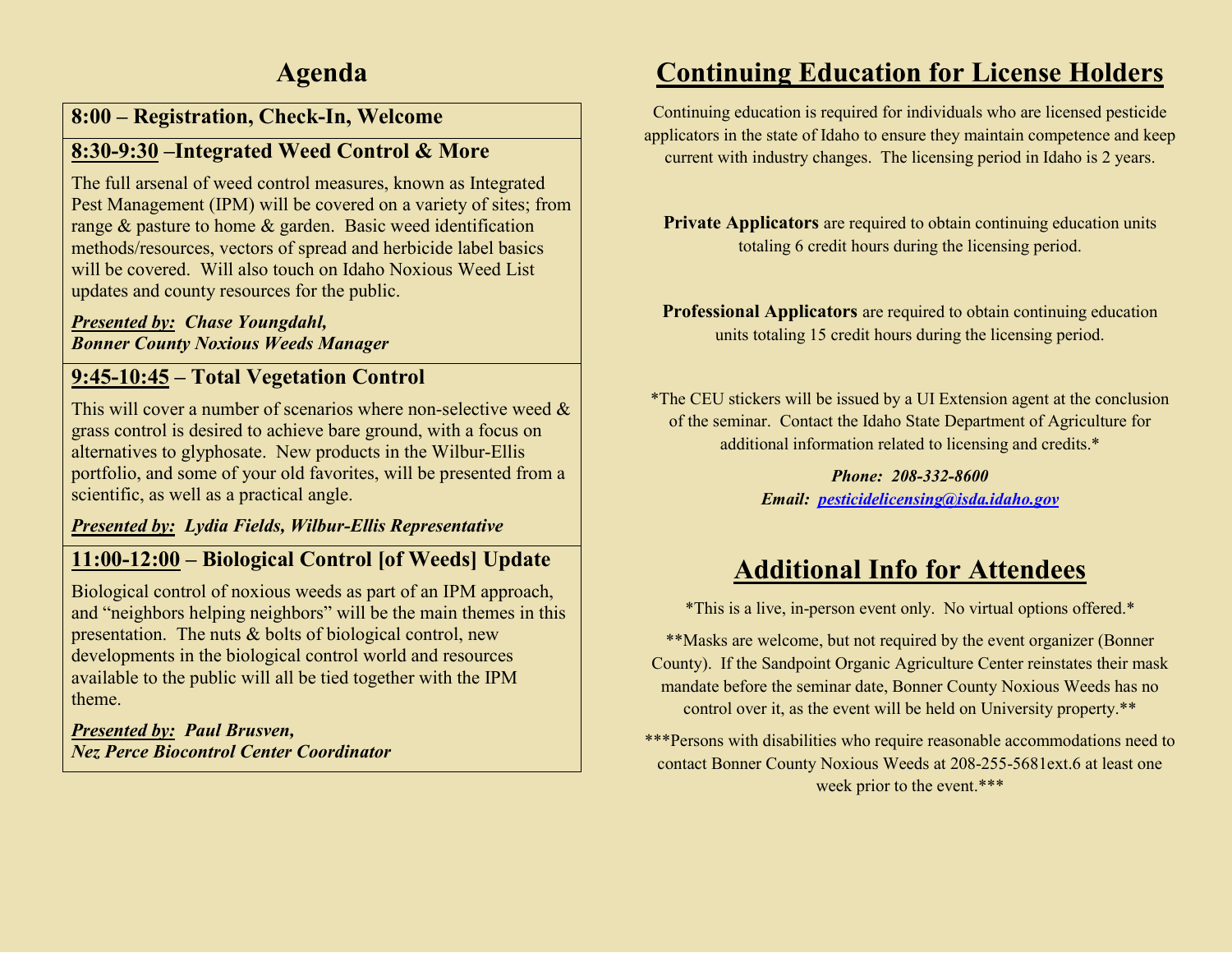# Agenda

### 8:00 – Registration, Check-In, Welcome

### 8:30-9:30 –Integrated Weed Control & More

The full arsenal of weed control measures, known as Integrated Pest Management (IPM) will be covered on a variety of sites; from range & pasture to home & garden. Basic weed identification methods/resources, vectors of spread and herbicide label basics will be covered. Will also touch on Idaho Noxious Weed List updates and county resources for the public.

***Presented by:* Chase Youngdahl,**
***Bonner County Noxious Weeds Manager***

### 9:45-10:45 – Total Vegetation Control

This will cover a number of scenarios where non-selective weed & grass control is desired to achieve bare ground, with a focus on alternatives to glyphosate. New products in the Wilbur-Ellis portfolio, and some of your old favorites, will be presented from a scientific, as well as a practical angle.

***Presented by:* Lydia Fields, Wilbur-Ellis Representative**

### 11:00-12:00 – Biological Control [of Weeds] Update

Biological control of noxious weeds as part of an IPM approach, and "neighbors helping neighbors" will be the main themes in this presentation. The nuts & bolts of biological control, new developments in the biological control world and resources available to the public will all be tied together with the IPM theme.

***Presented by:* Paul Brusven,**
***Nez Perce Biocontrol Center Coordinator***

# Continuing Education for License Holders

Continuing education is required for individuals who are licensed pesticide applicators in the state of Idaho to ensure they maintain competence and keep current with industry changes. The licensing period in Idaho is 2 years.

**Private Applicators** are required to obtain continuing education units totaling 6 credit hours during the licensing period.

**Professional Applicators** are required to obtain continuing education units totaling 15 credit hours during the licensing period.

*The CEU stickers will be issued by a UI Extension agent at the conclusion of the seminar. Contact the Idaho State Department of Agriculture for additional information related to licensing and credits.*

***Phone: 208-332-8600***
***Email: pesticidelicensing@isda.idaho.gov***

# Additional Info for Attendees

*This is a live, in-person event only. No virtual options offered.*

**Masks are welcome, but not required by the event organizer (Bonner County). If the Sandpoint Organic Agriculture Center reinstates their mask mandate before the seminar date, Bonner County Noxious Weeds has no control over it, as the event will be held on University property.**

***Persons with disabilities who require reasonable accommodations need to contact Bonner County Noxious Weeds at 208-255-5681ext.6 at least one week prior to the event.***